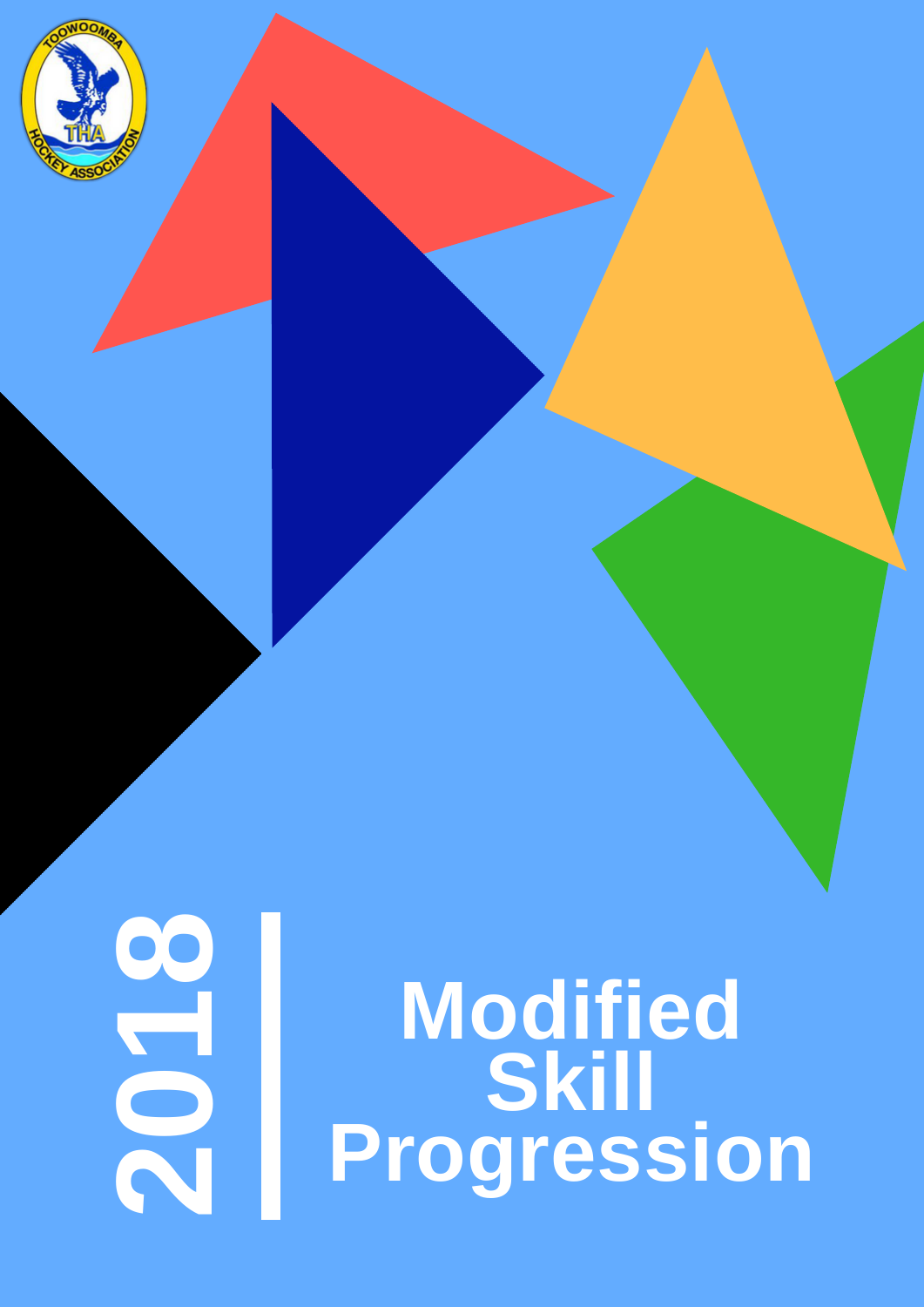TOOWOOMBA HOCKEY ASSOCIATION

THA

2018

# Modified Skill Progression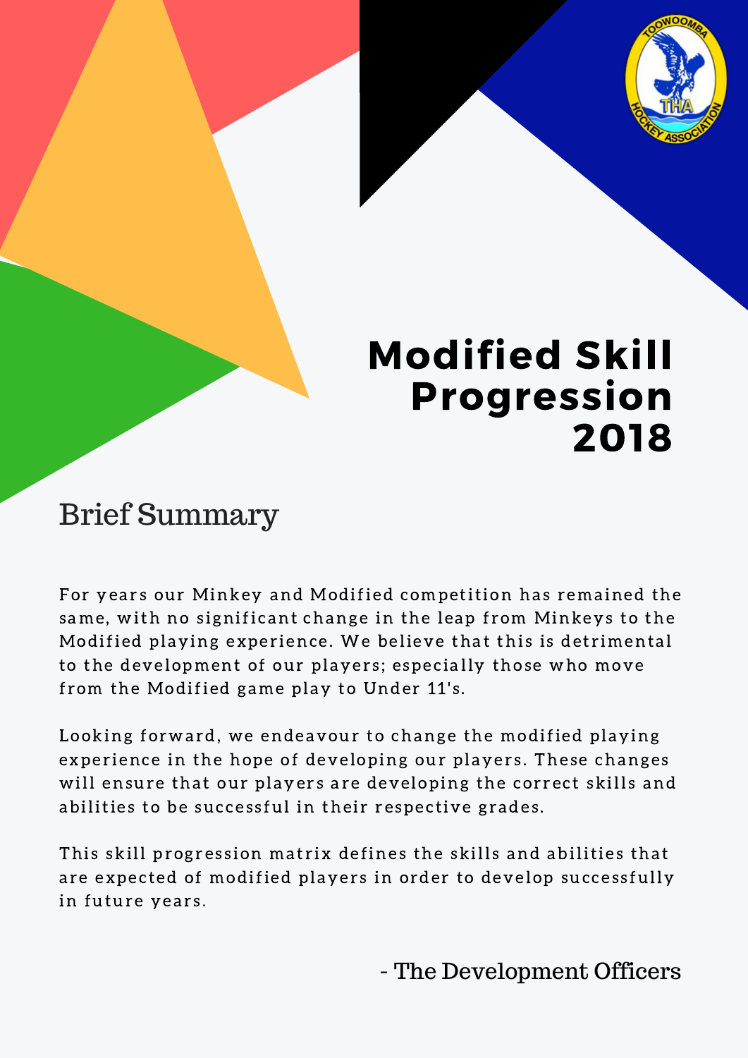# Modified Skill Progression 2018

## Brief Summary

For years our Minkey and Modified competition has remained the same, with no significant change in the leap from Minkeys to the Modified playing experience. We believe that this is detrimental to the development of our players; especially those who move from the Modified game play to Under 11's.

Looking forward, we endeavour to change the modified playing experience in the hope of developing our players. These changes will ensure that our players are developing the correct skills and abilities to be successful in their respective grades.

This skill progression matrix defines the skills and abilities that are expected of modified players in order to develop successfully in future years.

\- The Development Officers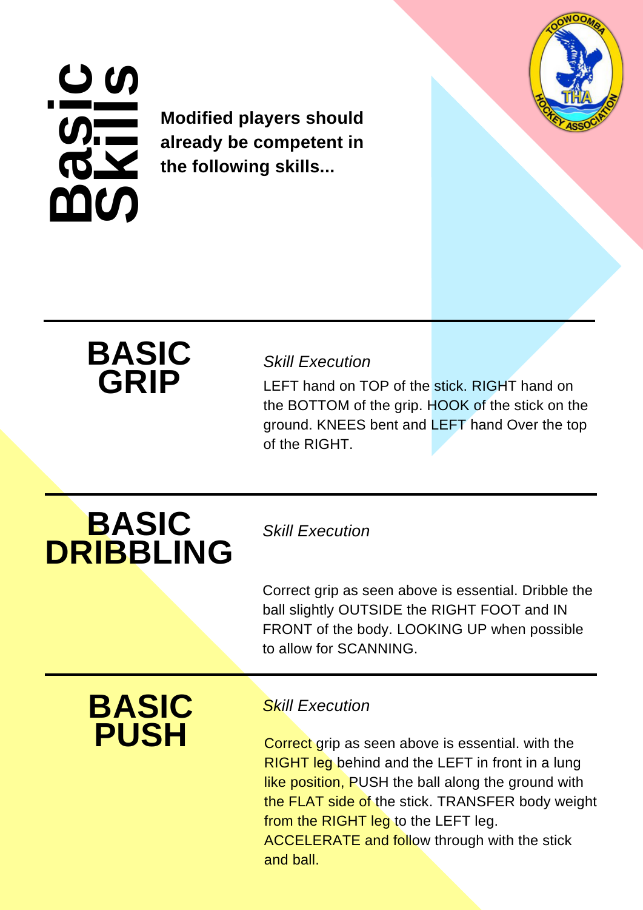# Basic Skills

**Modified players should already be competent in the following skills...**

## BASIC GRIP

*Skill Execution*

LEFT hand on TOP of the stick. RIGHT hand on the BOTTOM of the grip. HOOK of the stick on the ground. KNEES bent and LEFT hand Over the top of the RIGHT.

## BASIC DRIBBLING

*Skill Execution*

Correct grip as seen above is essential. Dribble the ball slightly OUTSIDE the RIGHT FOOT and IN FRONT of the body. LOOKING UP when possible to allow for SCANNING.

## BASIC PUSH

*Skill Execution*

Correct grip as seen above is essential. with the RIGHT leg behind and the LEFT in front in a lung like position, PUSH the ball along the ground with the FLAT side of the stick. TRANSFER body weight from the RIGHT leg to the LEFT leg. ACCELERATE and follow through with the stick and ball.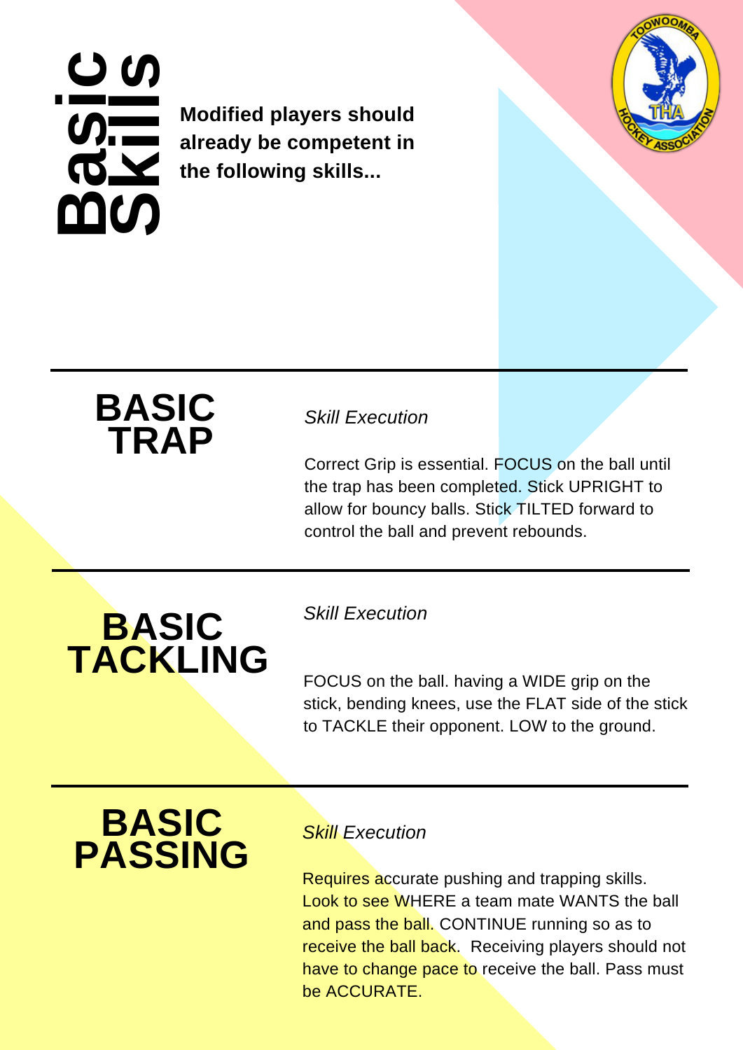# Basic Skills

**Modified players should already be competent in the following skills...**

---

## BASIC TRAP

*Skill Execution*

Correct Grip is essential. FOCUS on the ball until the trap has been completed. Stick UPRIGHT to allow for bouncy balls. Stick TILTED forward to control the ball and prevent rebounds.

---

## BASIC TACKLING

*Skill Execution*

FOCUS on the ball. having a WIDE grip on the stick, bending knees, use the FLAT side of the stick to TACKLE their opponent. LOW to the ground.

---

## BASIC PASSING

*Skill Execution*

Requires accurate pushing and trapping skills. Look to see WHERE a team mate WANTS the ball and pass the ball. CONTINUE running so as to receive the ball back. Receiving players should not have to change pace to receive the ball. Pass must be ACCURATE.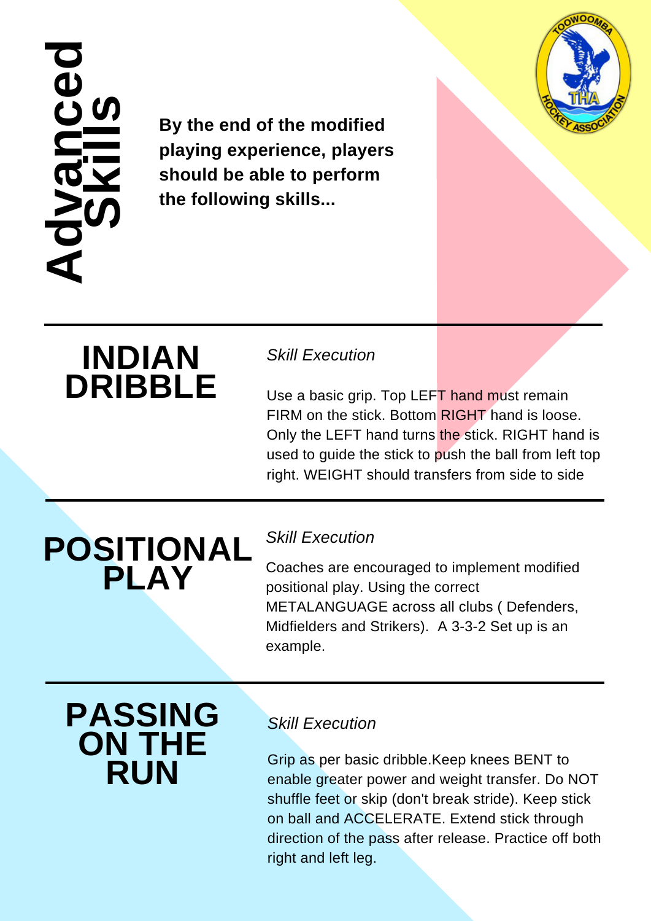# Advanced Skills

**By the end of the modified playing experience, players should be able to perform the following skills...**

## INDIAN DRIBBLE

*Skill Execution*

Use a basic grip. Top LEFT hand must remain FIRM on the stick. Bottom RIGHT hand is loose. Only the LEFT hand turns the stick. RIGHT hand is used to guide the stick to push the ball from left top right. WEIGHT should transfers from side to side

## POSITIONAL PLAY

*Skill Execution*

Coaches are encouraged to implement modified positional play. Using the correct METALANGUAGE across all clubs ( Defenders, Midfielders and Strikers). A 3-3-2 Set up is an example.

## PASSING ON THE RUN

*Skill Execution*

Grip as per basic dribble.Keep knees BENT to enable greater power and weight transfer. Do NOT shuffle feet or skip (don't break stride). Keep stick on ball and ACCELERATE. Extend stick through direction of the pass after release. Practice off both right and left leg.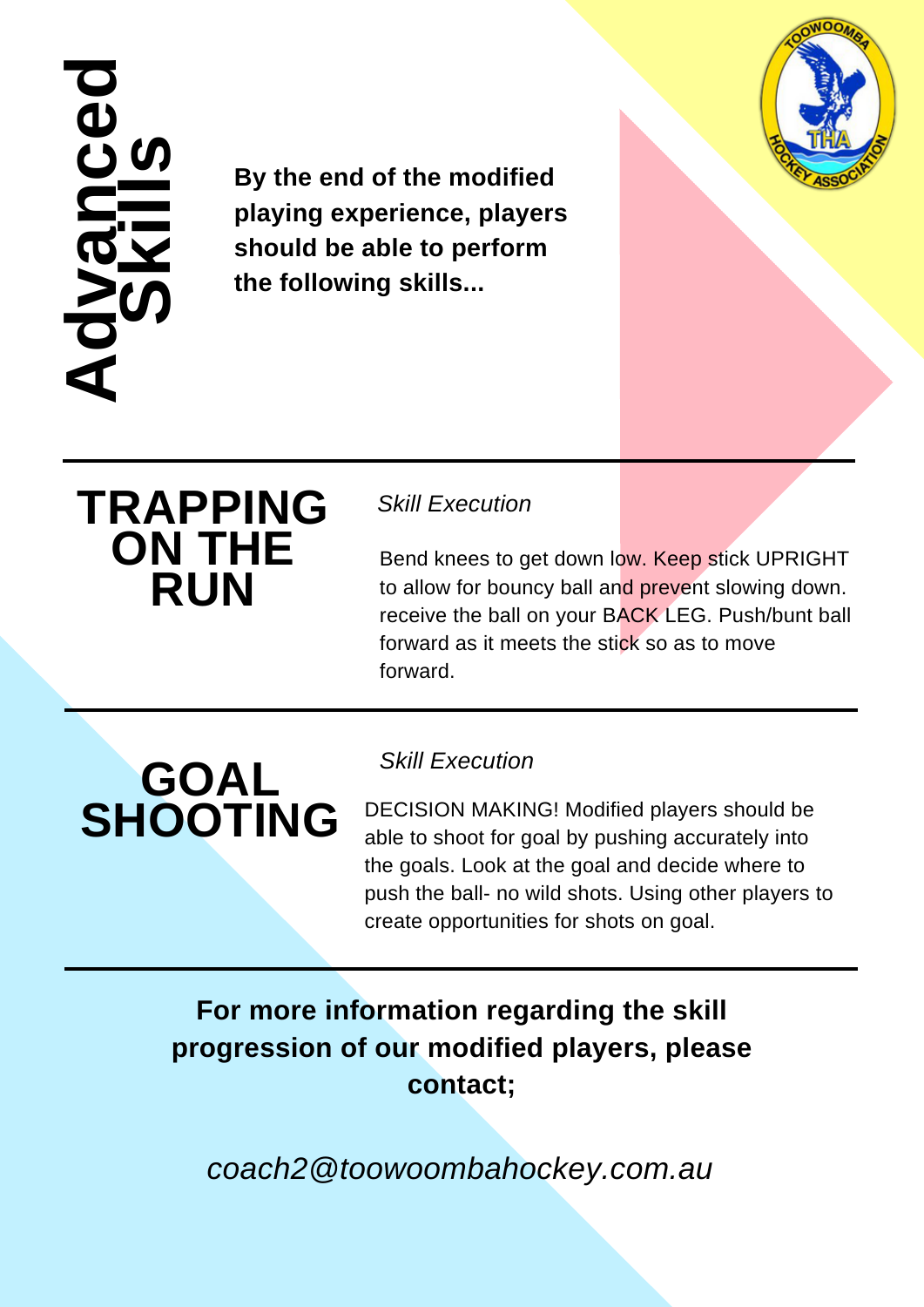# Advanced Skills

**By the end of the modified playing experience, players should be able to perform the following skills...**

## TRAPPING ON THE RUN

*Skill Execution*

Bend knees to get down low. Keep stick UPRIGHT to allow for bouncy ball and prevent slowing down. receive the ball on your BACK LEG. Push/bunt ball forward as it meets the stick so as to move forward.

## GOAL SHOOTING

*Skill Execution*

DECISION MAKING! Modified players should be able to shoot for goal by pushing accurately into the goals. Look at the goal and decide where to push the ball- no wild shots. Using other players to create opportunities for shots on goal.

**For more information regarding the skill progression of our modified players, please contact;**

*coach2@toowoombahockey.com.au*